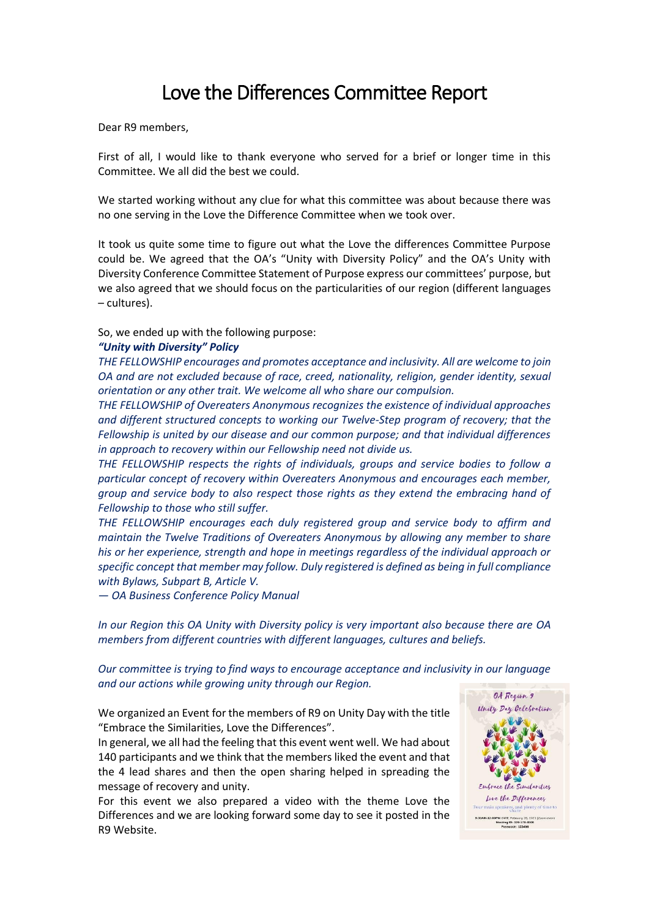# Love the Differences Committee Report

Dear R9 members,

First of all, I would like to thank everyone who served for a brief or longer time in this Committee. We all did the best we could.

We started working without any clue for what this committee was about because there was no one serving in the Love the Difference Committee when we took over.

It took us quite some time to figure out what the Love the differences Committee Purpose could be. We agreed that the OA's "Unity with Diversity Policy" and the OA's Unity with Diversity Conference Committee Statement of Purpose express our committees' purpose, but we also agreed that we should focus on the particularities of our region (different languages – cultures).

So, we ended up with the following purpose:

***"Unity with Diversity" Policy***

*THE FELLOWSHIP encourages and promotes acceptance and inclusivity. All are welcome to join OA and are not excluded because of race, creed, nationality, religion, gender identity, sexual orientation or any other trait. We welcome all who share our compulsion.*

*THE FELLOWSHIP of Overeaters Anonymous recognizes the existence of individual approaches and different structured concepts to working our Twelve-Step program of recovery; that the Fellowship is united by our disease and our common purpose; and that individual differences in approach to recovery within our Fellowship need not divide us.*

*THE FELLOWSHIP respects the rights of individuals, groups and service bodies to follow a particular concept of recovery within Overeaters Anonymous and encourages each member, group and service body to also respect those rights as they extend the embracing hand of Fellowship to those who still suffer.*

*THE FELLOWSHIP encourages each duly registered group and service body to affirm and maintain the Twelve Traditions of Overeaters Anonymous by allowing any member to share his or her experience, strength and hope in meetings regardless of the individual approach or specific concept that member may follow. Duly registered is defined as being in full compliance with Bylaws, Subpart B, Article V.*

*— OA Business Conference Policy Manual*

*In our Region this OA Unity with Diversity policy is very important also because there are OA members from different countries with different languages, cultures and beliefs.*

*Our committee is trying to find ways to encourage acceptance and inclusivity in our language and our actions while growing unity through our Region.*

We organized an Event for the members of R9 on Unity Day with the title "Embrace the Similarities, Love the Differences".

In general, we all had the feeling that this event went well. We had about 140 participants and we think that the members liked the event and that the 4 lead shares and then the open sharing helped in spreading the message of recovery and unity.

For this event we also prepared a video with the theme Love the Differences and we are looking forward some day to see it posted in the R9 Website.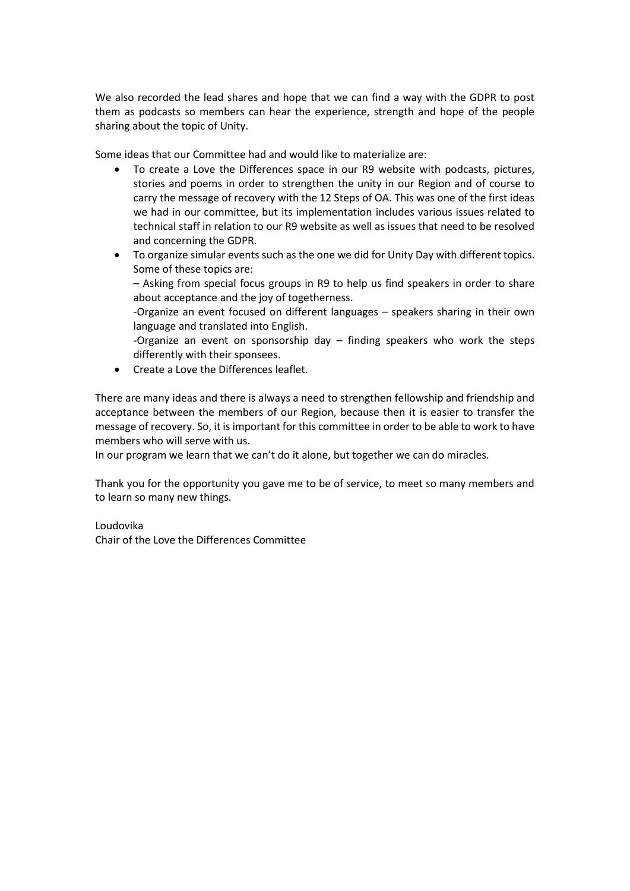We also recorded the lead shares and hope that we can find a way with the GDPR to post them as podcasts so members can hear the experience, strength and hope of the people sharing about the topic of Unity.

Some ideas that our Committee had and would like to materialize are:

- To create a Love the Differences space in our R9 website with podcasts, pictures, stories and poems in order to strengthen the unity in our Region and of course to carry the message of recovery with the 12 Steps of OA. This was one of the first ideas we had in our committee, but its implementation includes various issues related to technical staff in relation to our R9 website as well as issues that need to be resolved and concerning the GDPR.
- To organize simular events such as the one we did for Unity Day with different topics. Some of these topics are:

  – Asking from special focus groups in R9 to help us find speakers in order to share about acceptance and the joy of togetherness.

  -Organize an event focused on different languages – speakers sharing in their own language and translated into English.

  -Organize an event on sponsorship day – finding speakers who work the steps differently with their sponsees.
- Create a Love the Differences leaflet.

There are many ideas and there is always a need to strengthen fellowship and friendship and acceptance between the members of our Region, because then it is easier to transfer the message of recovery. So, it is important for this committee in order to be able to work to have members who will serve with us.
In our program we learn that we can't do it alone, but together we can do miracles.

Thank you for the opportunity you gave me to be of service, to meet so many members and to learn so many new things.

Loudovika
Chair of the Love the Differences Committee